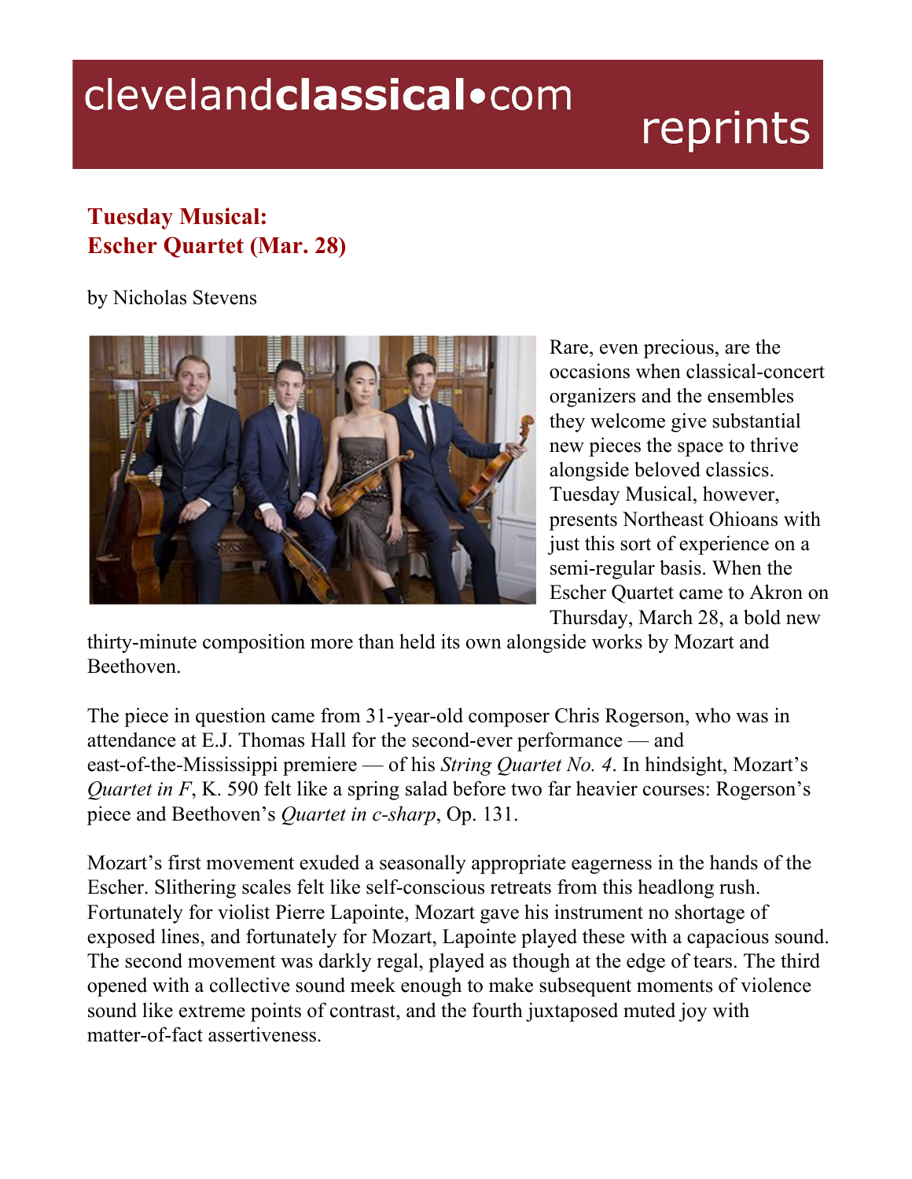# clevelandclassical•com reprints

## Tuesday Musical: Escher Quartet (Mar. 28)

by Nicholas Stevens

Rare, even precious, are the occasions when classical-concert organizers and the ensembles they welcome give substantial new pieces the space to thrive alongside beloved classics. Tuesday Musical, however, presents Northeast Ohioans with just this sort of experience on a semi-regular basis. When the Escher Quartet came to Akron on Thursday, March 28, a bold new thirty-minute composition more than held its own alongside works by Mozart and Beethoven.

The piece in question came from 31-year-old composer Chris Rogerson, who was in attendance at E.J. Thomas Hall for the second-ever performance — and east-of-the-Mississippi premiere — of his *String Quartet No. 4*. In hindsight, Mozart's *Quartet in F*, K. 590 felt like a spring salad before two far heavier courses: Rogerson's piece and Beethoven's *Quartet in c-sharp*, Op. 131.

Mozart's first movement exuded a seasonally appropriate eagerness in the hands of the Escher. Slithering scales felt like self-conscious retreats from this headlong rush. Fortunately for violist Pierre Lapointe, Mozart gave his instrument no shortage of exposed lines, and fortunately for Mozart, Lapointe played these with a capacious sound. The second movement was darkly regal, played as though at the edge of tears. The third opened with a collective sound meek enough to make subsequent moments of violence sound like extreme points of contrast, and the fourth juxtaposed muted joy with matter-of-fact assertiveness.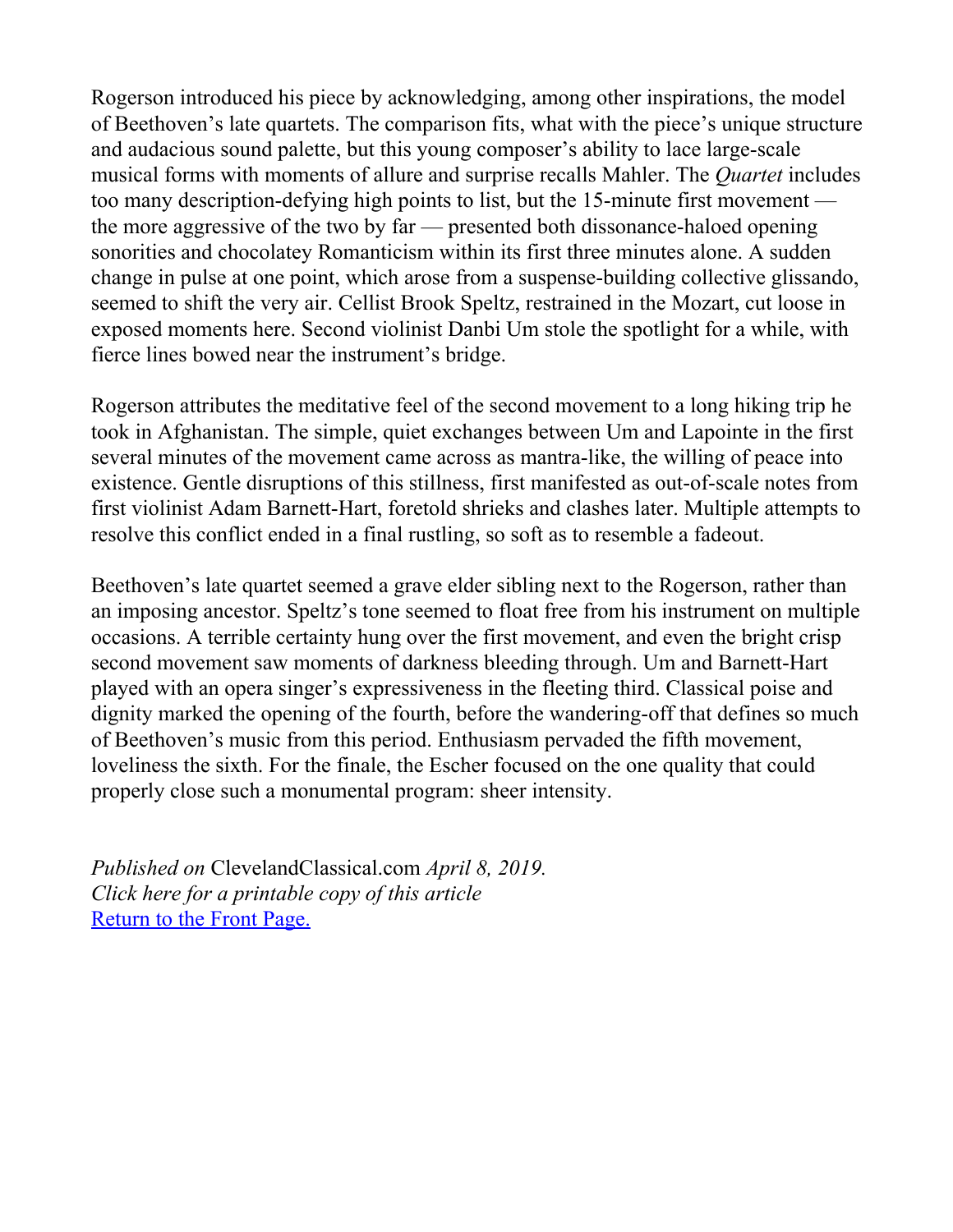Rogerson introduced his piece by acknowledging, among other inspirations, the model of Beethoven's late quartets. The comparison fits, what with the piece's unique structure and audacious sound palette, but this young composer's ability to lace large-scale musical forms with moments of allure and surprise recalls Mahler. The *Quartet* includes too many description-defying high points to list, but the 15-minute first movement — the more aggressive of the two by far — presented both dissonance-haloed opening sonorities and chocolatey Romanticism within its first three minutes alone. A sudden change in pulse at one point, which arose from a suspense-building collective glissando, seemed to shift the very air. Cellist Brook Speltz, restrained in the Mozart, cut loose in exposed moments here. Second violinist Danbi Um stole the spotlight for a while, with fierce lines bowed near the instrument's bridge.

Rogerson attributes the meditative feel of the second movement to a long hiking trip he took in Afghanistan. The simple, quiet exchanges between Um and Lapointe in the first several minutes of the movement came across as mantra-like, the willing of peace into existence. Gentle disruptions of this stillness, first manifested as out-of-scale notes from first violinist Adam Barnett-Hart, foretold shrieks and clashes later. Multiple attempts to resolve this conflict ended in a final rustling, so soft as to resemble a fadeout.

Beethoven's late quartet seemed a grave elder sibling next to the Rogerson, rather than an imposing ancestor. Speltz's tone seemed to float free from his instrument on multiple occasions. A terrible certainty hung over the first movement, and even the bright crisp second movement saw moments of darkness bleeding through. Um and Barnett-Hart played with an opera singer's expressiveness in the fleeting third. Classical poise and dignity marked the opening of the fourth, before the wandering-off that defines so much of Beethoven's music from this period. Enthusiasm pervaded the fifth movement, loveliness the sixth. For the finale, the Escher focused on the one quality that could properly close such a monumental program: sheer intensity.

*Published on* ClevelandClassical.com *April 8, 2019.*
*Click here for a printable copy of this article*
Return to the Front Page.